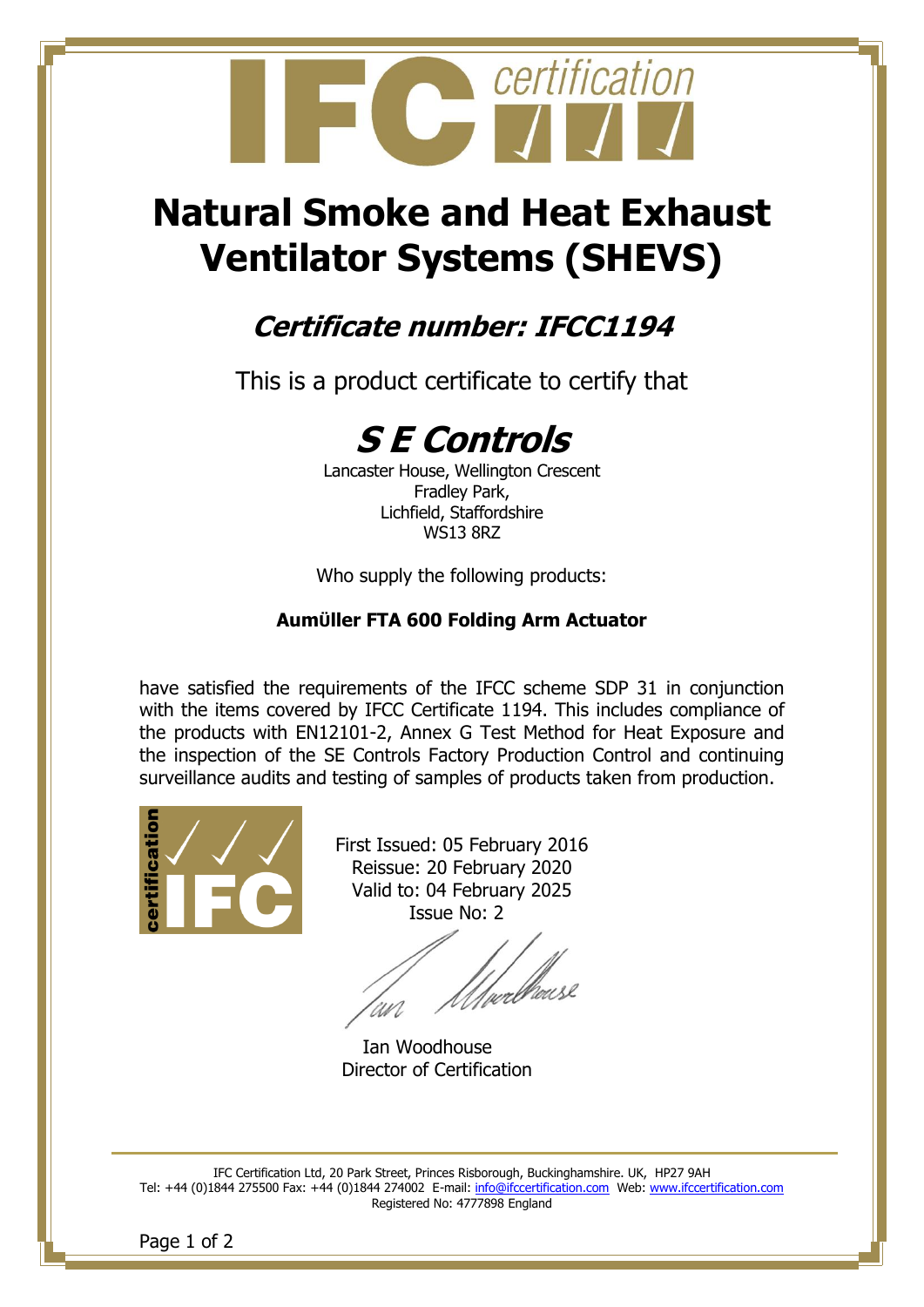# Natural Smoke and Heat Exhaust Ventilator Systems (SHEVS)

## *Certificate number: IFCC1194*

This is a product certificate to certify that

# *S E Controls*

Lancaster House, Wellington Crescent
Fradley Park,
Lichfield, Staffordshire
WS13 8RZ

Who supply the following products:

**Aumüller FTA 600 Folding Arm Actuator**

have satisfied the requirements of the IFCC scheme SDP 31 in conjunction with the items covered by IFCC Certificate 1194. This includes compliance of the products with EN12101-2, Annex G Test Method for Heat Exposure and the inspection of the SE Controls Factory Production Control and continuing surveillance audits and testing of samples of products taken from production.

First Issued: 05 February 2016
Reissue: 20 February 2020
Valid to: 04 February 2025
Issue No: 2

Ian Woodhouse
Director of Certification

IFC Certification Ltd, 20 Park Street, Princes Risborough, Buckinghamshire. UK, HP27 9AH
Tel: +44 (0)1844 275500 Fax: +44 (0)1844 274002 E-mail: info@ifccertification.com Web: www.ifccertification.com
Registered No: 4777898 England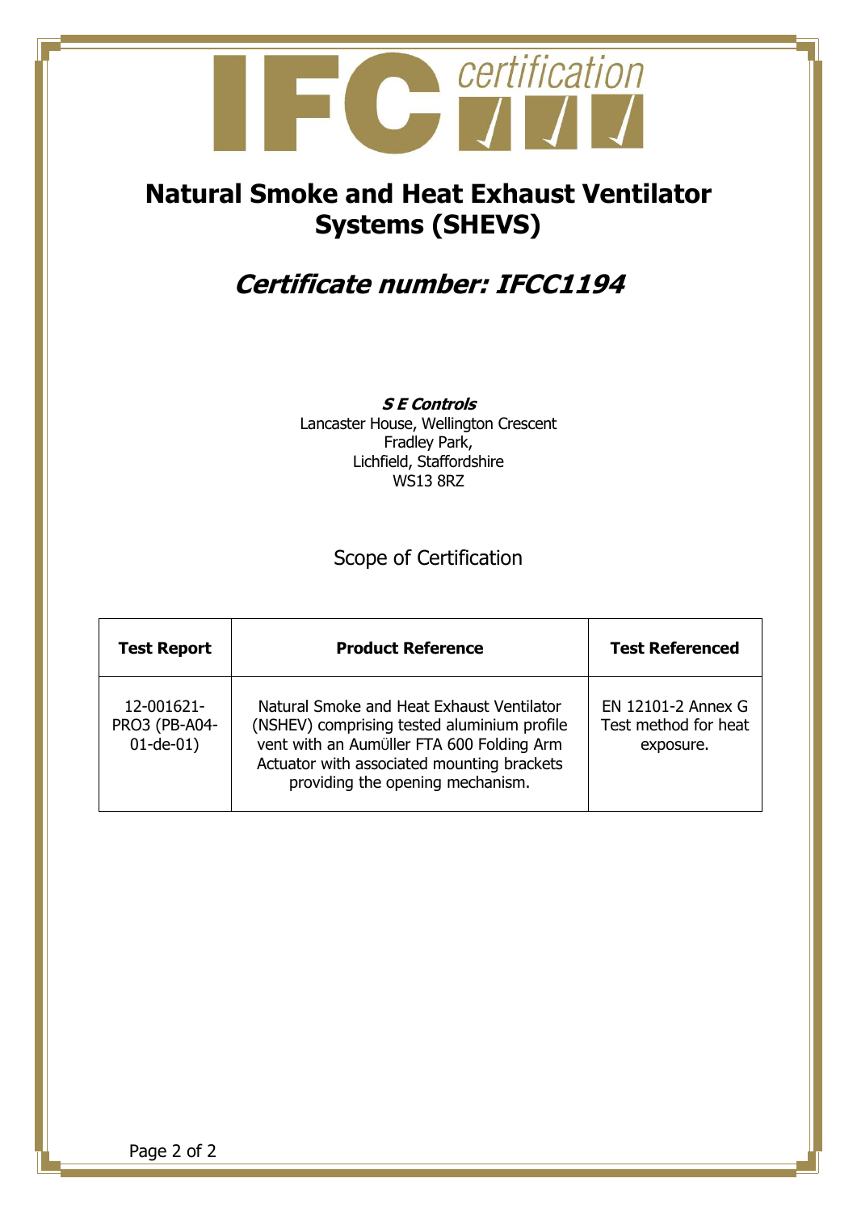# Natural Smoke and Heat Exhaust Ventilator Systems (SHEVS)

## *Certificate number: IFCC1194*

***S E Controls***
Lancaster House, Wellington Crescent
Fradley Park,
Lichfield, Staffordshire
WS13 8RZ

Scope of Certification

| Test Report | Product Reference | Test Referenced |
|---|---|---|
| 12-001621-PRO3 (PB-A04-01-de-01) | Natural Smoke and Heat Exhaust Ventilator (NSHEV) comprising tested aluminium profile vent with an AumÜller FTA 600 Folding Arm Actuator with associated mounting brackets providing the opening mechanism. | EN 12101-2 Annex G Test method for heat exposure. |